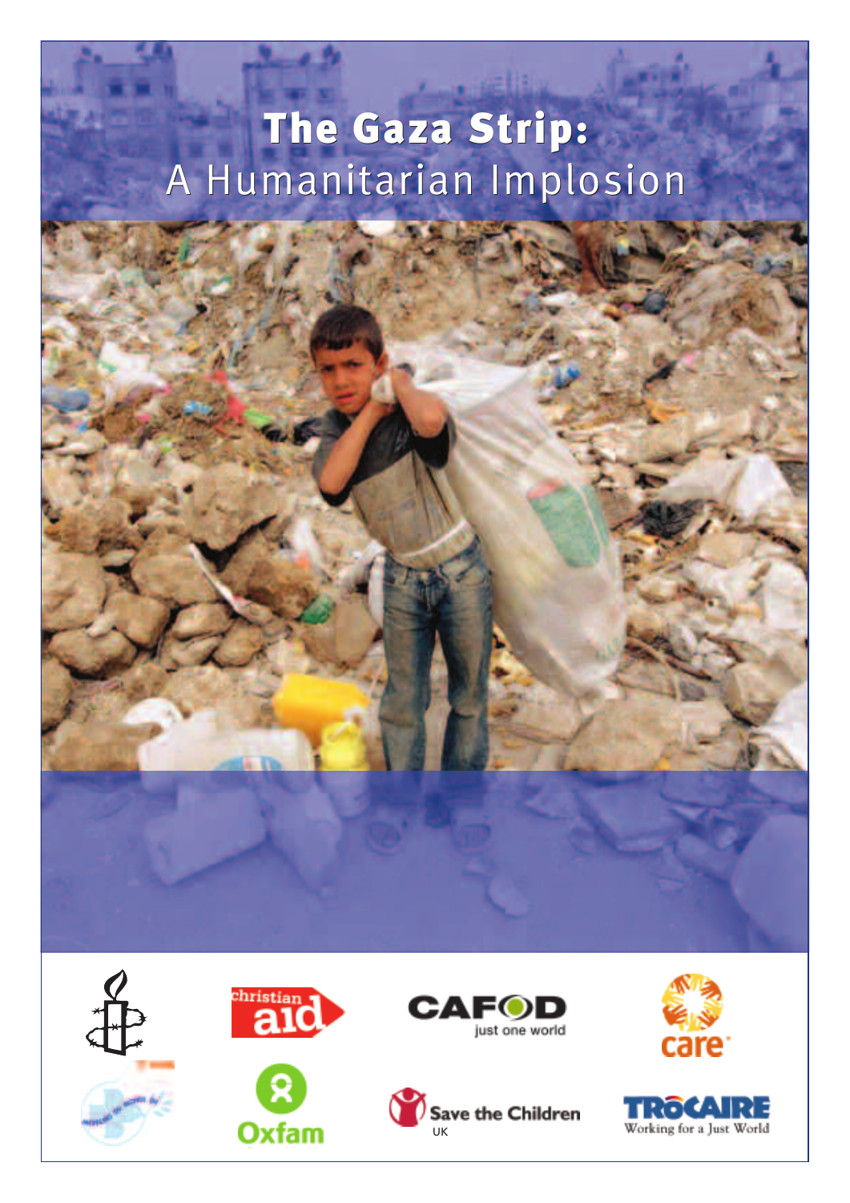# The Gaza Strip:
## A Humanitarian Implosion

christian aid

CAFOD
just one world

care

Oxfam

Save the Children
UK

TRÓCAIRE
Working for a Just World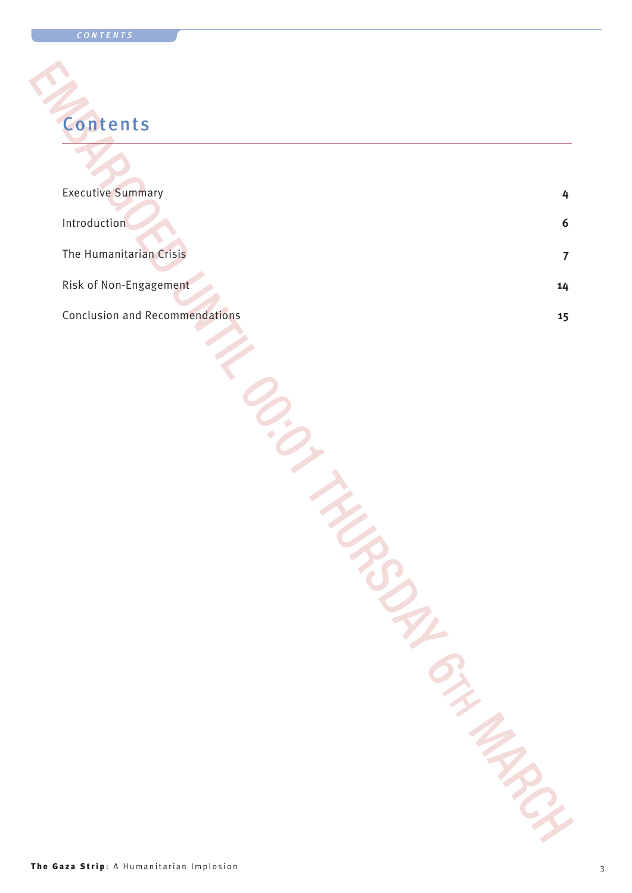# Contents

| | |
|---|---|
| Executive Summary | 4 |
| Introduction | 6 |
| The Humanitarian Crisis | 7 |
| Risk of Non-Engagement | 14 |
| Conclusion and Recommendations | 15 |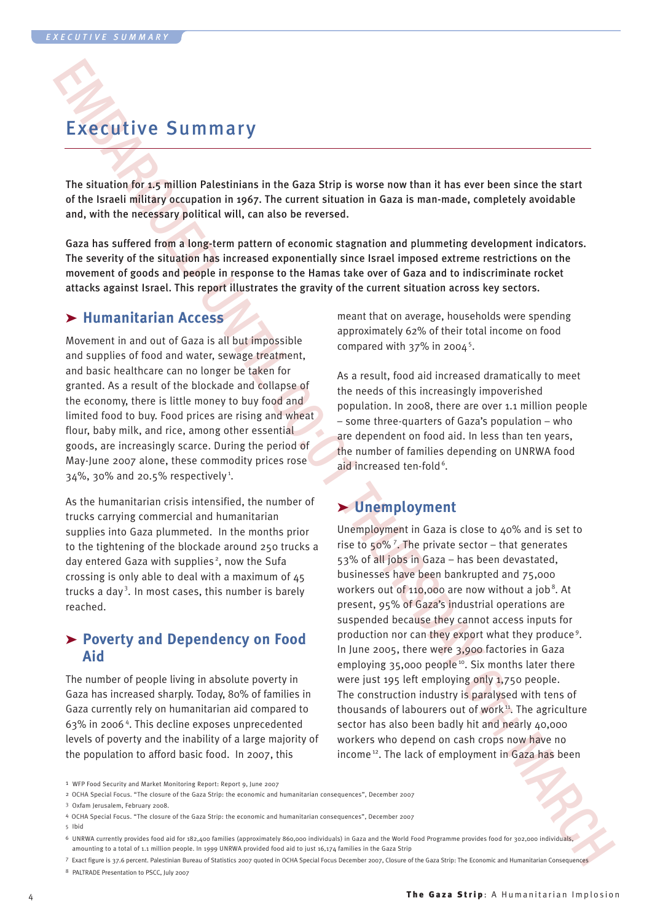# Executive Summary

**The situation for 1.5 million Palestinians in the Gaza Strip is worse now than it has ever been since the start of the Israeli military occupation in 1967. The current situation in Gaza is man-made, completely avoidable and, with the necessary political will, can also be reversed.**

**Gaza has suffered from a long-term pattern of economic stagnation and plummeting development indicators. The severity of the situation has increased exponentially since Israel imposed extreme restrictions on the movement of goods and people in response to the Hamas take over of Gaza and to indiscriminate rocket attacks against Israel. This report illustrates the gravity of the current situation across key sectors.**

## ➤ Humanitarian Access

Movement in and out of Gaza is all but impossible and supplies of food and water, sewage treatment, and basic healthcare can no longer be taken for granted. As a result of the blockade and collapse of the economy, there is little money to buy food and limited food to buy. Food prices are rising and wheat flour, baby milk, and rice, among other essential goods, are increasingly scarce. During the period of May-June 2007 alone, these commodity prices rose 34%, 30% and 20.5% respectively[1].

As the humanitarian crisis intensified, the number of trucks carrying commercial and humanitarian supplies into Gaza plummeted. In the months prior to the tightening of the blockade around 250 trucks a day entered Gaza with supplies[2], now the Sufa crossing is only able to deal with a maximum of 45 trucks a day[3]. In most cases, this number is barely reached.

## ➤ Poverty and Dependency on Food Aid

The number of people living in absolute poverty in Gaza has increased sharply. Today, 80% of families in Gaza currently rely on humanitarian aid compared to 63% in 2006[4]. This decline exposes unprecedented levels of poverty and the inability of a large majority of the population to afford basic food. In 2007, this meant that on average, households were spending approximately 62% of their total income on food compared with 37% in 2004[5].

As a result, food aid increased dramatically to meet the needs of this increasingly impoverished population. In 2008, there are over 1.1 million people – some three-quarters of Gaza's population – who are dependent on food aid. In less than ten years, the number of families depending on UNRWA food aid increased ten-fold[6].

## ➤ Unemployment

Unemployment in Gaza is close to 40% and is set to rise to 50%[7]. The private sector – that generates 53% of all jobs in Gaza – has been devastated, businesses have been bankrupted and 75,000 workers out of 110,000 are now without a job[8]. At present, 95% of Gaza's industrial operations are suspended because they cannot access inputs for production nor can they export what they produce[9]. In June 2005, there were 3,900 factories in Gaza employing 35,000 people[10]. Six months later there were just 195 left employing only 1,750 people. The construction industry is paralysed with tens of thousands of labourers out of work[11]. The agriculture sector has also been badly hit and nearly 40,000 workers who depend on cash crops now have no income[12]. The lack of employment in Gaza has been

---

1 WFP Food Security and Market Monitoring Report: Report 9, June 2007
2 OCHA Special Focus. "The closure of the Gaza Strip: the economic and humanitarian consequences", December 2007
3 Oxfam Jerusalem, February 2008.
4 OCHA Special Focus. "The closure of the Gaza Strip: the economic and humanitarian consequences", December 2007
5 Ibid
6 UNRWA currently provides food aid for 182,400 families (approximately 860,000 individuals) in Gaza and the World Food Programme provides food for 302,000 individuals, amounting to a total of 1.1 million people. In 1999 UNRWA provided food aid to just 16,174 families in the Gaza Strip
7 Exact figure is 37.6 percent. Palestinian Bureau of Statistics 2007 quoted in OCHA Special Focus December 2007, Closure of the Gaza Strip: The Economic and Humanitarian Consequences
8 PALTRADE Presentation to PSCC, July 2007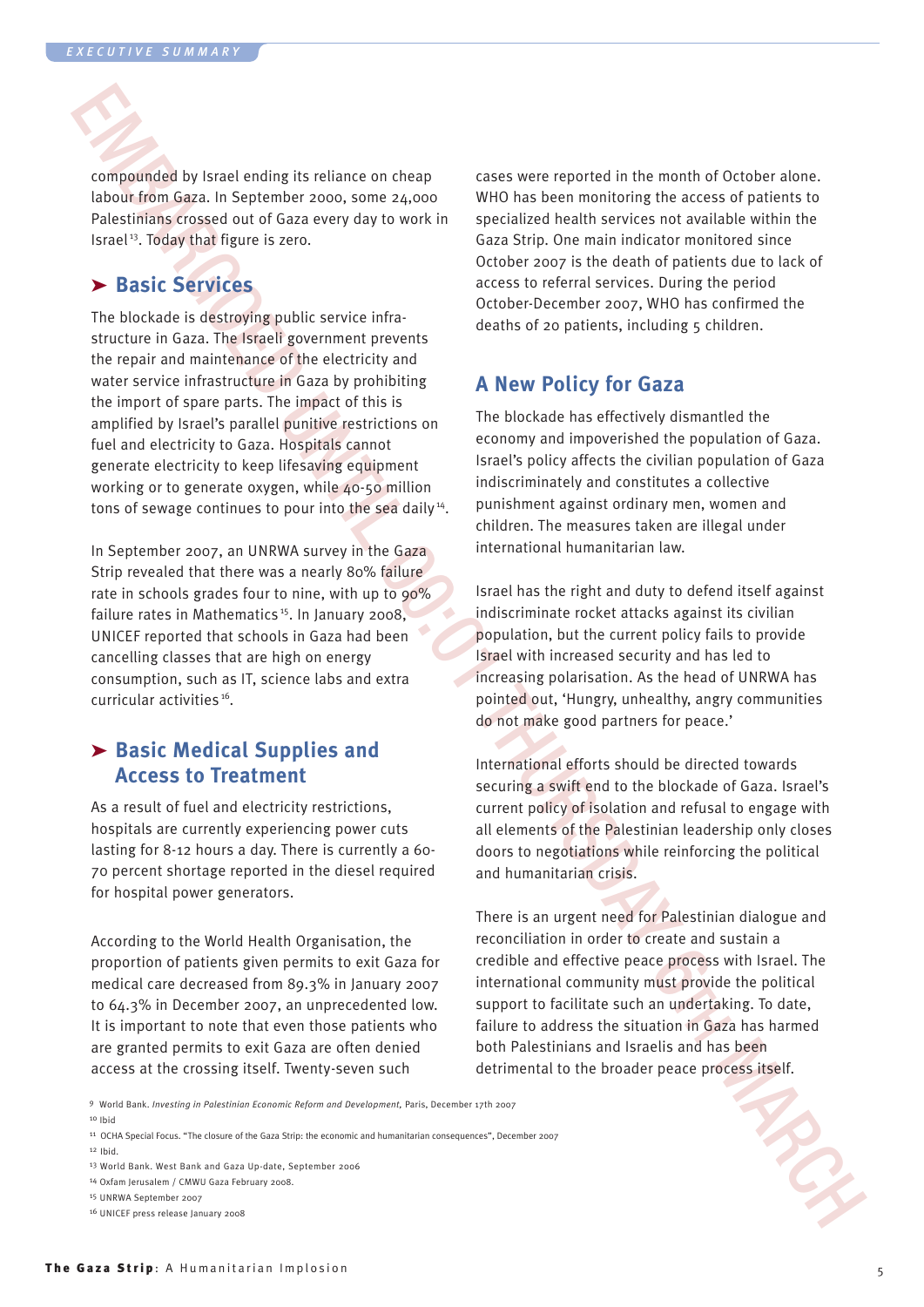compounded by Israel ending its reliance on cheap labour from Gaza. In September 2000, some 24,000 Palestinians crossed out of Gaza every day to work in Israel[13]. Today that figure is zero.

## ➤ Basic Services

The blockade is destroying public service infrastructure in Gaza. The Israeli government prevents the repair and maintenance of the electricity and water service infrastructure in Gaza by prohibiting the import of spare parts. The impact of this is amplified by Israel's parallel punitive restrictions on fuel and electricity to Gaza. Hospitals cannot generate electricity to keep lifesaving equipment working or to generate oxygen, while 40-50 million tons of sewage continues to pour into the sea daily[14].

In September 2007, an UNRWA survey in the Gaza Strip revealed that there was a nearly 80% failure rate in schools grades four to nine, with up to 90% failure rates in Mathematics[15]. In January 2008, UNICEF reported that schools in Gaza had been cancelling classes that are high on energy consumption, such as IT, science labs and extra curricular activities[16].

## ➤ Basic Medical Supplies and Access to Treatment

As a result of fuel and electricity restrictions, hospitals are currently experiencing power cuts lasting for 8-12 hours a day. There is currently a 60-70 percent shortage reported in the diesel required for hospital power generators.

According to the World Health Organisation, the proportion of patients given permits to exit Gaza for medical care decreased from 89.3% in January 2007 to 64.3% in December 2007, an unprecedented low. It is important to note that even those patients who are granted permits to exit Gaza are often denied access at the crossing itself. Twenty-seven such cases were reported in the month of October alone. WHO has been monitoring the access of patients to specialized health services not available within the Gaza Strip. One main indicator monitored since October 2007 is the death of patients due to lack of access to referral services. During the period October-December 2007, WHO has confirmed the deaths of 20 patients, including 5 children.

## A New Policy for Gaza

The blockade has effectively dismantled the economy and impoverished the population of Gaza. Israel's policy affects the civilian population of Gaza indiscriminately and constitutes a collective punishment against ordinary men, women and children. The measures taken are illegal under international humanitarian law.

Israel has the right and duty to defend itself against indiscriminate rocket attacks against its civilian population, but the current policy fails to provide Israel with increased security and has led to increasing polarisation. As the head of UNRWA has pointed out, 'Hungry, unhealthy, angry communities do not make good partners for peace.'

International efforts should be directed towards securing a swift end to the blockade of Gaza. Israel's current policy of isolation and refusal to engage with all elements of the Palestinian leadership only closes doors to negotiations while reinforcing the political and humanitarian crisis.

There is an urgent need for Palestinian dialogue and reconciliation in order to create and sustain a credible and effective peace process with Israel. The international community must provide the political support to facilitate such an undertaking. To date, failure to address the situation in Gaza has harmed both Palestinians and Israelis and has been detrimental to the broader peace process itself.

---

[9] World Bank. *Investing in Palestinian Economic Reform and Development*, Paris, December 17th 2007

[10] Ibid

[11] OCHA Special Focus. "The closure of the Gaza Strip: the economic and humanitarian consequences", December 2007

[12] Ibid.

[13] World Bank. West Bank and Gaza Up-date, September 2006

[14] Oxfam Jerusalem / CMWU Gaza February 2008.

[15] UNRWA September 2007

[16] UNICEF press release January 2008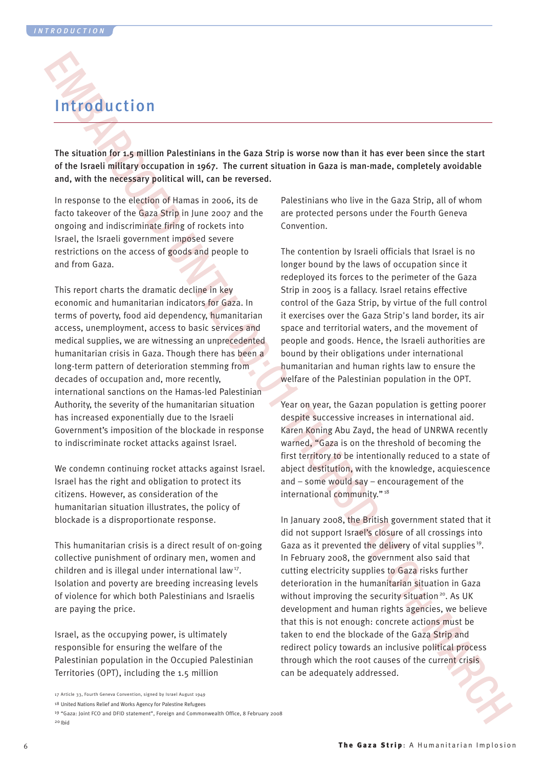# Introduction

**The situation for 1.5 million Palestinians in the Gaza Strip is worse now than it has ever been since the start of the Israeli military occupation in 1967. The current situation in Gaza is man-made, completely avoidable and, with the necessary political will, can be reversed.**

In response to the election of Hamas in 2006, its de facto takeover of the Gaza Strip in June 2007 and the ongoing and indiscriminate firing of rockets into Israel, the Israeli government imposed severe restrictions on the access of goods and people to and from Gaza.

This report charts the dramatic decline in key economic and humanitarian indicators for Gaza. In terms of poverty, food aid dependency, humanitarian access, unemployment, access to basic services and medical supplies, we are witnessing an unprecedented humanitarian crisis in Gaza. Though there has been a long-term pattern of deterioration stemming from decades of occupation and, more recently, international sanctions on the Hamas-led Palestinian Authority, the severity of the humanitarian situation has increased exponentially due to the Israeli Government's imposition of the blockade in response to indiscriminate rocket attacks against Israel.

We condemn continuing rocket attacks against Israel. Israel has the right and obligation to protect its citizens. However, as consideration of the humanitarian situation illustrates, the policy of blockade is a disproportionate response.

This humanitarian crisis is a direct result of on-going collective punishment of ordinary men, women and children and is illegal under international law[17]. Isolation and poverty are breeding increasing levels of violence for which both Palestinians and Israelis are paying the price.

Israel, as the occupying power, is ultimately responsible for ensuring the welfare of the Palestinian population in the Occupied Palestinian Territories (OPT), including the 1.5 million Palestinians who live in the Gaza Strip, all of whom are protected persons under the Fourth Geneva Convention.

The contention by Israeli officials that Israel is no longer bound by the laws of occupation since it redeployed its forces to the perimeter of the Gaza Strip in 2005 is a fallacy. Israel retains effective control of the Gaza Strip, by virtue of the full control it exercises over the Gaza Strip's land border, its air space and territorial waters, and the movement of people and goods. Hence, the Israeli authorities are bound by their obligations under international humanitarian and human rights law to ensure the welfare of the Palestinian population in the OPT.

Year on year, the Gazan population is getting poorer despite successive increases in international aid. Karen Koning Abu Zayd, the head of UNRWA recently warned, "Gaza is on the threshold of becoming the first territory to be intentionally reduced to a state of abject destitution, with the knowledge, acquiescence and – some would say – encouragement of the international community."[18]

In January 2008, the British government stated that it did not support Israel's closure of all crossings into Gaza as it prevented the delivery of vital supplies[19]. In February 2008, the government also said that cutting electricity supplies to Gaza risks further deterioration in the humanitarian situation in Gaza without improving the security situation[20]. As UK development and human rights agencies, we believe that this is not enough: concrete actions must be taken to end the blockade of the Gaza Strip and redirect policy towards an inclusive political process through which the root causes of the current crisis can be adequately addressed.

---

17 Article 33, Fourth Geneva Convention, signed by Israel August 1949

18 United Nations Relief and Works Agency for Palestine Refugees

19 "Gaza: Joint FCO and DFID statement", Foreign and Commonwealth Office, 8 February 2008

20 Ibid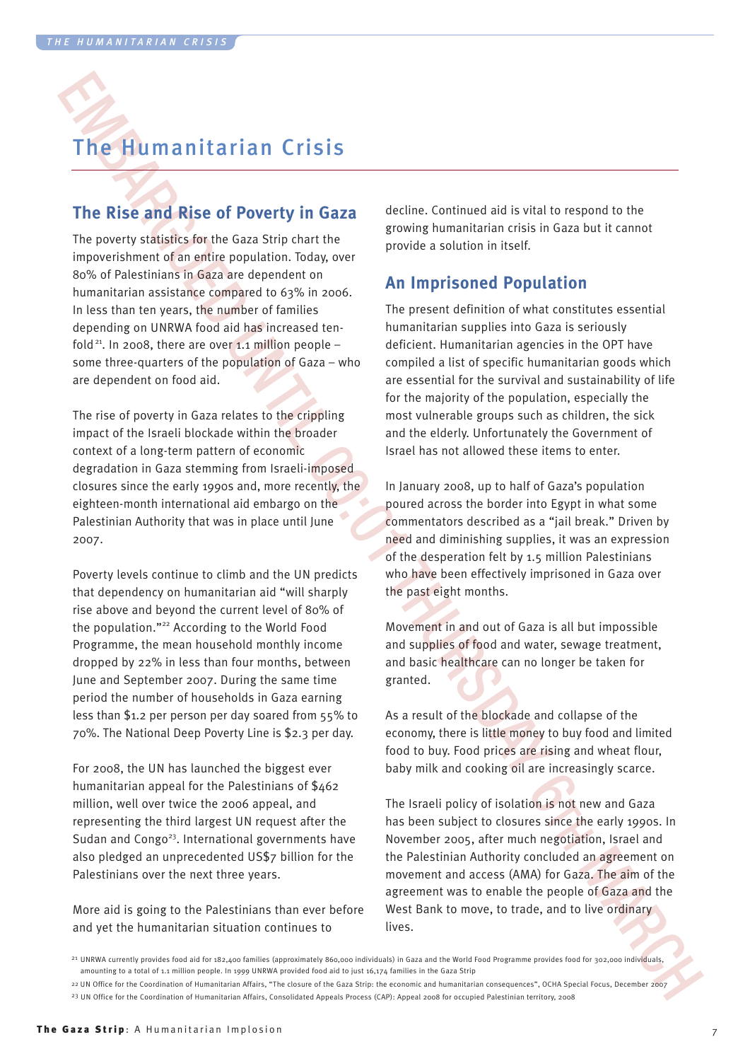# The Humanitarian Crisis

## The Rise and Rise of Poverty in Gaza

The poverty statistics for the Gaza Strip chart the impoverishment of an entire population. Today, over 80% of Palestinians in Gaza are dependent on humanitarian assistance compared to 63% in 2006. In less than ten years, the number of families depending on UNRWA food aid has increased ten-fold[21]. In 2008, there are over 1.1 million people – some three-quarters of the population of Gaza – who are dependent on food aid.

The rise of poverty in Gaza relates to the crippling impact of the Israeli blockade within the broader context of a long-term pattern of economic degradation in Gaza stemming from Israeli-imposed closures since the early 1990s and, more recently, the eighteen-month international aid embargo on the Palestinian Authority that was in place until June 2007.

Poverty levels continue to climb and the UN predicts that dependency on humanitarian aid "will sharply rise above and beyond the current level of 80% of the population."[22] According to the World Food Programme, the mean household monthly income dropped by 22% in less than four months, between June and September 2007. During the same time period the number of households in Gaza earning less than $1.2 per person per day soared from 55% to 70%. The National Deep Poverty Line is $2.3 per day.

For 2008, the UN has launched the biggest ever humanitarian appeal for the Palestinians of $462 million, well over twice the 2006 appeal, and representing the third largest UN request after the Sudan and Congo[23]. International governments have also pledged an unprecedented US$7 billion for the Palestinians over the next three years.

More aid is going to the Palestinians than ever before and yet the humanitarian situation continues to decline. Continued aid is vital to respond to the growing humanitarian crisis in Gaza but it cannot provide a solution in itself.

## An Imprisoned Population

The present definition of what constitutes essential humanitarian supplies into Gaza is seriously deficient. Humanitarian agencies in the OPT have compiled a list of specific humanitarian goods which are essential for the survival and sustainability of life for the majority of the population, especially the most vulnerable groups such as children, the sick and the elderly. Unfortunately the Government of Israel has not allowed these items to enter.

In January 2008, up to half of Gaza's population poured across the border into Egypt in what some commentators described as a "jail break." Driven by need and diminishing supplies, it was an expression of the desperation felt by 1.5 million Palestinians who have been effectively imprisoned in Gaza over the past eight months.

Movement in and out of Gaza is all but impossible and supplies of food and water, sewage treatment, and basic healthcare can no longer be taken for granted.

As a result of the blockade and collapse of the economy, there is little money to buy food and limited food to buy. Food prices are rising and wheat flour, baby milk and cooking oil are increasingly scarce.

The Israeli policy of isolation is not new and Gaza has been subject to closures since the early 1990s. In November 2005, after much negotiation, Israel and the Palestinian Authority concluded an agreement on movement and access (AMA) for Gaza. The aim of the agreement was to enable the people of Gaza and the West Bank to move, to trade, and to live ordinary lives.

---

[21] UNRWA currently provides food aid for 182,400 families (approximately 860,000 individuals) in Gaza and the World Food Programme provides food for 302,000 individuals, amounting to a total of 1.1 million people. In 1999 UNRWA provided food aid to just 16,174 families in the Gaza Strip

[22] UN Office for the Coordination of Humanitarian Affairs, "The closure of the Gaza Strip: the economic and humanitarian consequences", OCHA Special Focus, December 2007

[23] UN Office for the Coordination of Humanitarian Affairs, Consolidated Appeals Process (CAP): Appeal 2008 for occupied Palestinian territory, 2008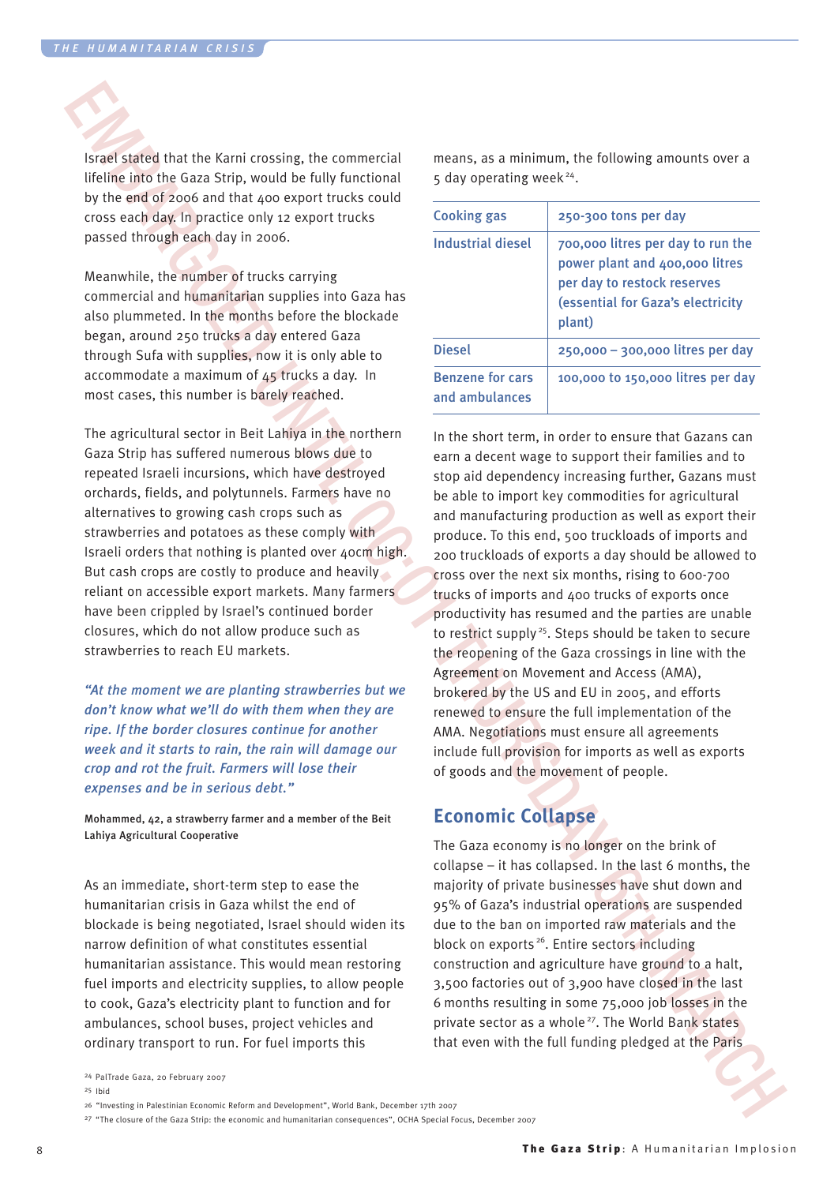Israel stated that the Karni crossing, the commercial lifeline into the Gaza Strip, would be fully functional by the end of 2006 and that 400 export trucks could cross each day. In practice only 12 export trucks passed through each day in 2006.

Meanwhile, the number of trucks carrying commercial and humanitarian supplies into Gaza has also plummeted. In the months before the blockade began, around 250 trucks a day entered Gaza through Sufa with supplies, now it is only able to accommodate a maximum of 45 trucks a day. In most cases, this number is barely reached.

The agricultural sector in Beit Lahiya in the northern Gaza Strip has suffered numerous blows due to repeated Israeli incursions, which have destroyed orchards, fields, and polytunnels. Farmers have no alternatives to growing cash crops such as strawberries and potatoes as these comply with Israeli orders that nothing is planted over 40cm high. But cash crops are costly to produce and heavily reliant on accessible export markets. Many farmers have been crippled by Israel's continued border closures, which do not allow produce such as strawberries to reach EU markets.

*"At the moment we are planting strawberries but we don't know what we'll do with them when they are ripe. If the border closures continue for another week and it starts to rain, the rain will damage our crop and rot the fruit. Farmers will lose their expenses and be in serious debt."*

**Mohammed, 42, a strawberry farmer and a member of the Beit Lahiya Agricultural Cooperative**

As an immediate, short-term step to ease the humanitarian crisis in Gaza whilst the end of blockade is being negotiated, Israel should widen its narrow definition of what constitutes essential humanitarian assistance. This would mean restoring fuel imports and electricity supplies, to allow people to cook, Gaza's electricity plant to function and for ambulances, school buses, project vehicles and ordinary transport to run. For fuel imports this means, as a minimum, the following amounts over a 5 day operating week[24].

| | |
|---|---|
| Cooking gas | 250-300 tons per day |
| Industrial diesel | 700,000 litres per day to run the power plant and 400,000 litres per day to restock reserves (essential for Gaza's electricity plant) |
| Diesel | 250,000 – 300,000 litres per day |
| Benzene for cars and ambulances | 100,000 to 150,000 litres per day |

In the short term, in order to ensure that Gazans can earn a decent wage to support their families and to stop aid dependency increasing further, Gazans must be able to import key commodities for agricultural and manufacturing production as well as export their produce. To this end, 500 truckloads of imports and 200 truckloads of exports a day should be allowed to cross over the next six months, rising to 600-700 trucks of imports and 400 trucks of exports once productivity has resumed and the parties are unable to restrict supply[25]. Steps should be taken to secure the reopening of the Gaza crossings in line with the Agreement on Movement and Access (AMA), brokered by the US and EU in 2005, and efforts renewed to ensure the full implementation of the AMA. Negotiations must ensure all agreements include full provision for imports as well as exports of goods and the movement of people.

## Economic Collapse

The Gaza economy is no longer on the brink of collapse – it has collapsed. In the last 6 months, the majority of private businesses have shut down and 95% of Gaza's industrial operations are suspended due to the ban on imported raw materials and the block on exports[26]. Entire sectors including construction and agriculture have ground to a halt, 3,500 factories out of 3,900 have closed in the last 6 months resulting in some 75,000 job losses in the private sector as a whole[27]. The World Bank states that even with the full funding pledged at the Paris

[24] PalTrade Gaza, 20 February 2007

[25] Ibid

[26] "Investing in Palestinian Economic Reform and Development", World Bank, December 17th 2007

[27] "The closure of the Gaza Strip: the economic and humanitarian consequences", OCHA Special Focus, December 2007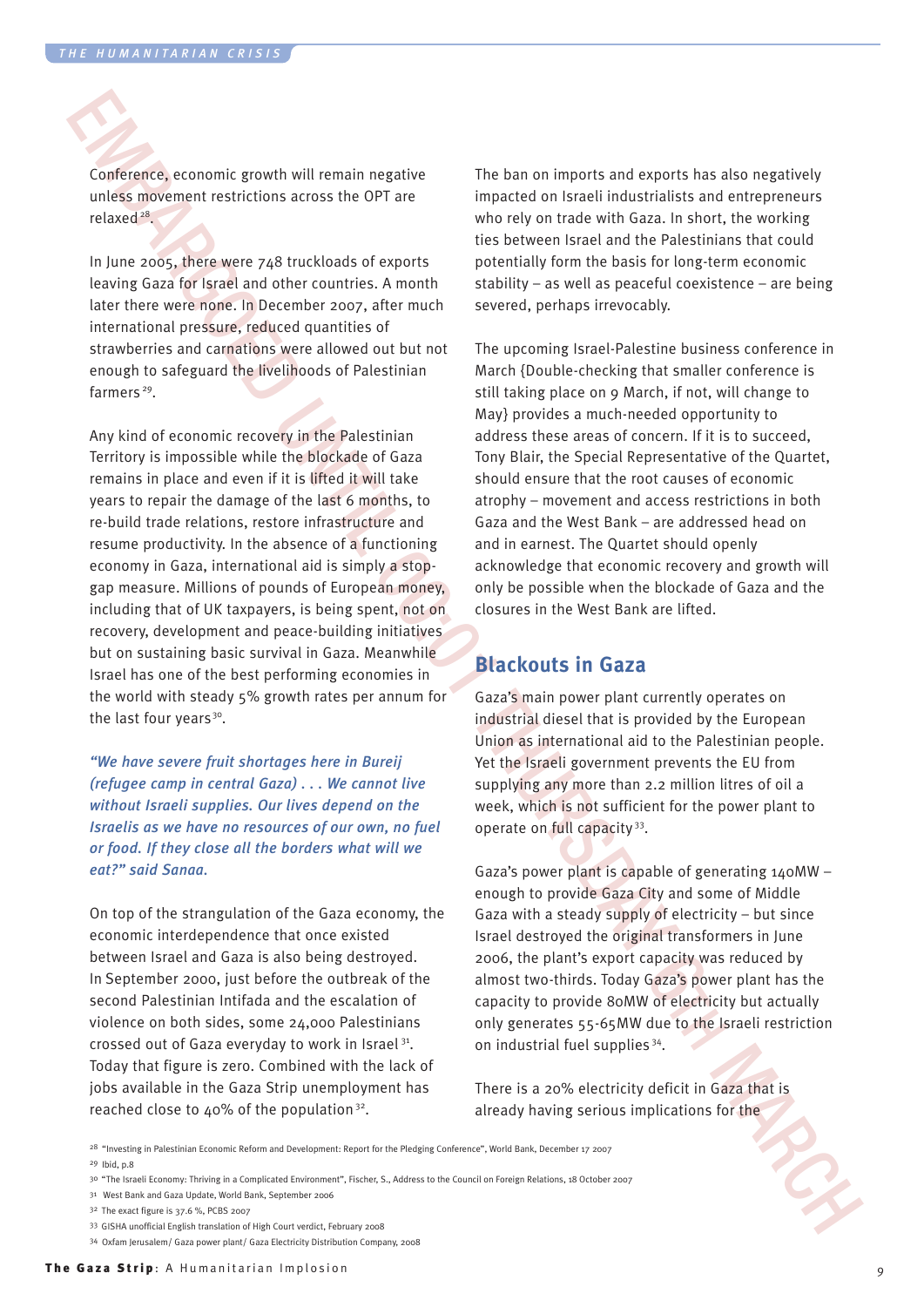Conference, economic growth will remain negative unless movement restrictions across the OPT are relaxed[28].

In June 2005, there were 748 truckloads of exports leaving Gaza for Israel and other countries. A month later there were none. In December 2007, after much international pressure, reduced quantities of strawberries and carnations were allowed out but not enough to safeguard the livelihoods of Palestinian farmers[29].

Any kind of economic recovery in the Palestinian Territory is impossible while the blockade of Gaza remains in place and even if it is lifted it will take years to repair the damage of the last 6 months, to re-build trade relations, restore infrastructure and resume productivity. In the absence of a functioning economy in Gaza, international aid is simply a stop-gap measure. Millions of pounds of European money, including that of UK taxpayers, is being spent, not on recovery, development and peace-building initiatives but on sustaining basic survival in Gaza. Meanwhile Israel has one of the best performing economies in the world with steady 5% growth rates per annum for the last four years[30].

*"We have severe fruit shortages here in Bureij (refugee camp in central Gaza) . . . We cannot live without Israeli supplies. Our lives depend on the Israelis as we have no resources of our own, no fuel or food. If they close all the borders what will we eat?" said Sanaa.*

On top of the strangulation of the Gaza economy, the economic interdependence that once existed between Israel and Gaza is also being destroyed. In September 2000, just before the outbreak of the second Palestinian Intifada and the escalation of violence on both sides, some 24,000 Palestinians crossed out of Gaza everyday to work in Israel[31]. Today that figure is zero. Combined with the lack of jobs available in the Gaza Strip unemployment has reached close to 40% of the population[32].

The ban on imports and exports has also negatively impacted on Israeli industrialists and entrepreneurs who rely on trade with Gaza. In short, the working ties between Israel and the Palestinians that could potentially form the basis for long-term economic stability – as well as peaceful coexistence – are being severed, perhaps irrevocably.

The upcoming Israel-Palestine business conference in March {Double-checking that smaller conference is still taking place on 9 March, if not, will change to May} provides a much-needed opportunity to address these areas of concern. If it is to succeed, Tony Blair, the Special Representative of the Quartet, should ensure that the root causes of economic atrophy – movement and access restrictions in both Gaza and the West Bank – are addressed head on and in earnest. The Quartet should openly acknowledge that economic recovery and growth will only be possible when the blockade of Gaza and the closures in the West Bank are lifted.

## Blackouts in Gaza

Gaza's main power plant currently operates on industrial diesel that is provided by the European Union as international aid to the Palestinian people. Yet the Israeli government prevents the EU from supplying any more than 2.2 million litres of oil a week, which is not sufficient for the power plant to operate on full capacity[33].

Gaza's power plant is capable of generating 140MW – enough to provide Gaza City and some of Middle Gaza with a steady supply of electricity – but since Israel destroyed the original transformers in June 2006, the plant's export capacity was reduced by almost two-thirds. Today Gaza's power plant has the capacity to provide 80MW of electricity but actually only generates 55-65MW due to the Israeli restriction on industrial fuel supplies[34].

There is a 20% electricity deficit in Gaza that is already having serious implications for the

---

[28] "Investing in Palestinian Economic Reform and Development: Report for the Pledging Conference", World Bank, December 17 2007

[29] Ibid, p.8

[30] "The Israeli Economy: Thriving in a Complicated Environment", Fischer, S., Address to the Council on Foreign Relations, 18 October 2007

[31] West Bank and Gaza Update, World Bank, September 2006

[32] The exact figure is 37.6 %, PCBS 2007

[33] GISHA unofficial English translation of High Court verdict, February 2008

[34] Oxfam Jerusalem/ Gaza power plant/ Gaza Electricity Distribution Company, 2008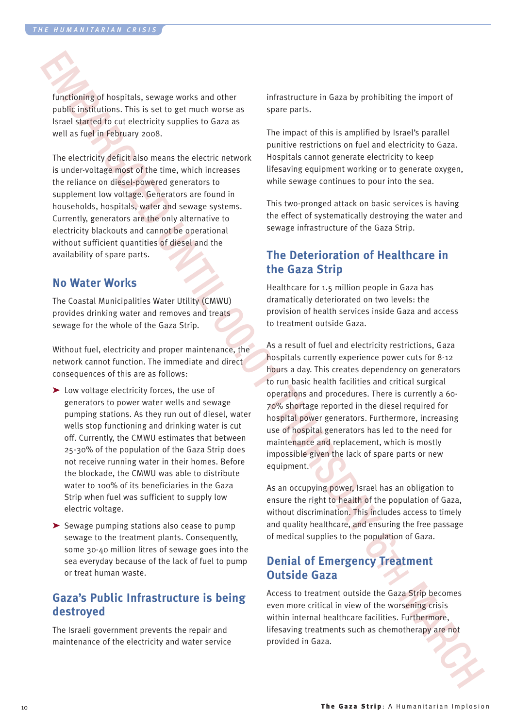functioning of hospitals, sewage works and other public institutions. This is set to get much worse as Israel started to cut electricity supplies to Gaza as well as fuel in February 2008.

The electricity deficit also means the electric network is under-voltage most of the time, which increases the reliance on diesel-powered generators to supplement low voltage. Generators are found in households, hospitals, water and sewage systems. Currently, generators are the only alternative to electricity blackouts and cannot be operational without sufficient quantities of diesel and the availability of spare parts.

## No Water Works

The Coastal Municipalities Water Utility (CMWU) provides drinking water and removes and treats sewage for the whole of the Gaza Strip.

Without fuel, electricity and proper maintenance, the network cannot function. The immediate and direct consequences of this are as follows:

- Low voltage electricity forces, the use of generators to power water wells and sewage pumping stations. As they run out of diesel, water wells stop functioning and drinking water is cut off. Currently, the CMWU estimates that between 25-30% of the population of the Gaza Strip does not receive running water in their homes. Before the blockade, the CMWU was able to distribute water to 100% of its beneficiaries in the Gaza Strip when fuel was sufficient to supply low electric voltage.
- Sewage pumping stations also cease to pump sewage to the treatment plants. Consequently, some 30-40 million litres of sewage goes into the sea everyday because of the lack of fuel to pump or treat human waste.

## Gaza's Public Infrastructure is being destroyed

The Israeli government prevents the repair and maintenance of the electricity and water service infrastructure in Gaza by prohibiting the import of spare parts.

The impact of this is amplified by Israel's parallel punitive restrictions on fuel and electricity to Gaza. Hospitals cannot generate electricity to keep lifesaving equipment working or to generate oxygen, while sewage continues to pour into the sea.

This two-pronged attack on basic services is having the effect of systematically destroying the water and sewage infrastructure of the Gaza Strip.

## The Deterioration of Healthcare in the Gaza Strip

Healthcare for 1.5 million people in Gaza has dramatically deteriorated on two levels: the provision of health services inside Gaza and access to treatment outside Gaza.

As a result of fuel and electricity restrictions, Gaza hospitals currently experience power cuts for 8-12 hours a day. This creates dependency on generators to run basic health facilities and critical surgical operations and procedures. There is currently a 60-70% shortage reported in the diesel required for hospital power generators. Furthermore, increasing use of hospital generators has led to the need for maintenance and replacement, which is mostly impossible given the lack of spare parts or new equipment.

As an occupying power, Israel has an obligation to ensure the right to health of the population of Gaza, without discrimination. This includes access to timely and quality healthcare, and ensuring the free passage of medical supplies to the population of Gaza.

## Denial of Emergency Treatment Outside Gaza

Access to treatment outside the Gaza Strip becomes even more critical in view of the worsening crisis within internal healthcare facilities. Furthermore, lifesaving treatments such as chemotherapy are not provided in Gaza.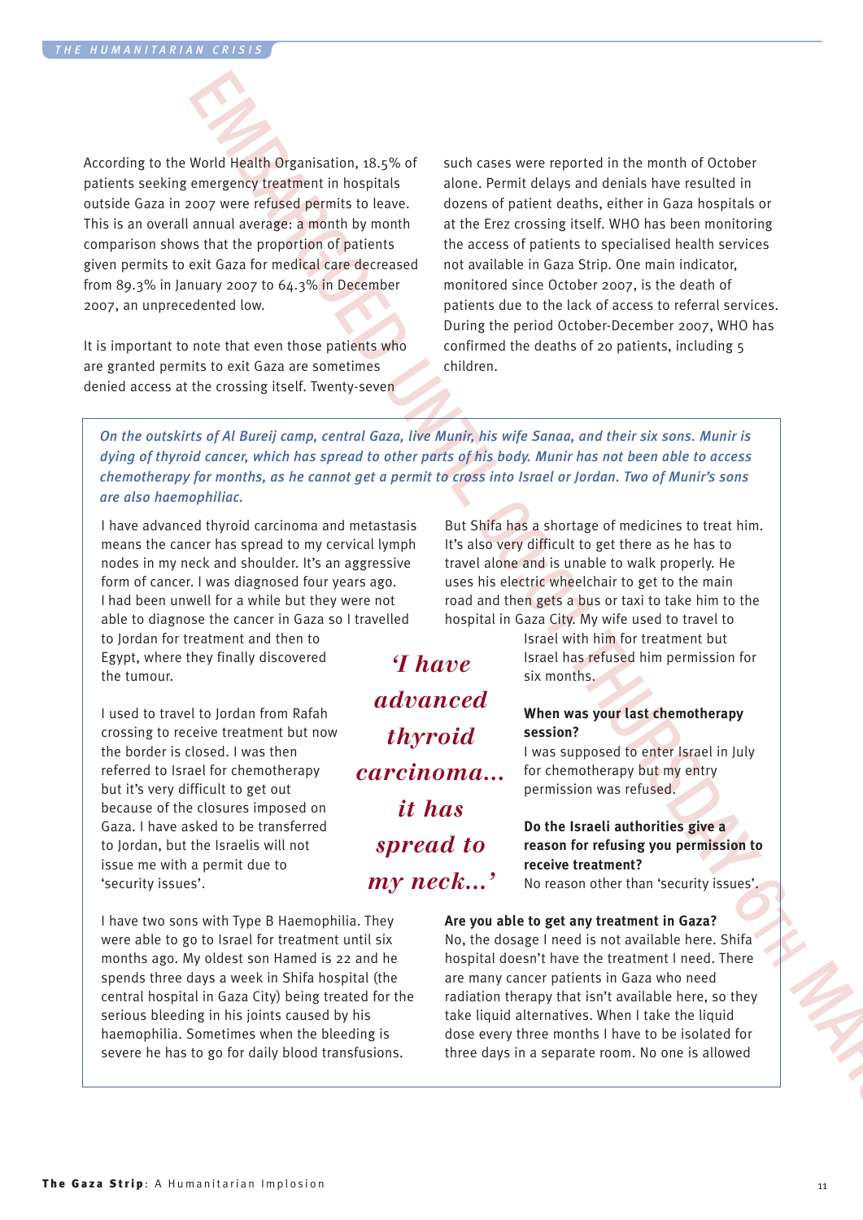According to the World Health Organisation, 18.5% of patients seeking emergency treatment in hospitals outside Gaza in 2007 were refused permits to leave. This is an overall annual average: a month by month comparison shows that the proportion of patients given permits to exit Gaza for medical care decreased from 89.3% in January 2007 to 64.3% in December 2007, an unprecedented low.

It is important to note that even those patients who are granted permits to exit Gaza are sometimes denied access at the crossing itself. Twenty-seven such cases were reported in the month of October alone. Permit delays and denials have resulted in dozens of patient deaths, either in Gaza hospitals or at the Erez crossing itself. WHO has been monitoring the access of patients to specialised health services not available in Gaza Strip. One main indicator, monitored since October 2007, is the death of patients due to the lack of access to referral services. During the period October-December 2007, WHO has confirmed the deaths of 20 patients, including 5 children.

*On the outskirts of Al Bureij camp, central Gaza, live Munir, his wife Sanaa, and their six sons. Munir is dying of thyroid cancer, which has spread to other parts of his body. Munir has not been able to access chemotherapy for months, as he cannot get a permit to cross into Israel or Jordan. Two of Munir's sons are also haemophiliac.*

I have advanced thyroid carcinoma and metastasis means the cancer has spread to my cervical lymph nodes in my neck and shoulder. It's an aggressive form of cancer. I was diagnosed four years ago. I had been unwell for a while but they were not able to diagnose the cancer in Gaza so I travelled to Jordan for treatment and then to Egypt, where they finally discovered the tumour.

I used to travel to Jordan from Rafah crossing to receive treatment but now the border is closed. I was then referred to Israel for chemotherapy but it's very difficult to get out because of the closures imposed on Gaza. I have asked to be transferred to Jordan, but the Israelis will not issue me with a permit due to 'security issues'.

*'I have advanced thyroid carcinoma... it has spread to my neck...'*

I have two sons with Type B Haemophilia. They were able to go to Israel for treatment until six months ago. My oldest son Hamed is 22 and he spends three days a week in Shifa hospital (the central hospital in Gaza City) being treated for the serious bleeding in his joints caused by his haemophilia. Sometimes when the bleeding is severe he has to go for daily blood transfusions. But Shifa has a shortage of medicines to treat him. It's also very difficult to get there as he has to travel alone and is unable to walk properly. He uses his electric wheelchair to get to the main road and then gets a bus or taxi to take him to the hospital in Gaza City. My wife used to travel to Israel with him for treatment but Israel has refused him permission for six months.

**When was your last chemotherapy session?**
I was supposed to enter Israel in July for chemotherapy but my entry permission was refused.

**Do the Israeli authorities give a reason for refusing you permission to receive treatment?**
No reason other than 'security issues'.

**Are you able to get any treatment in Gaza?**
No, the dosage I need is not available here. Shifa hospital doesn't have the treatment I need. There are many cancer patients in Gaza who need radiation therapy that isn't available here, so they take liquid alternatives. When I take the liquid dose every three months I have to be isolated for three days in a separate room. No one is allowed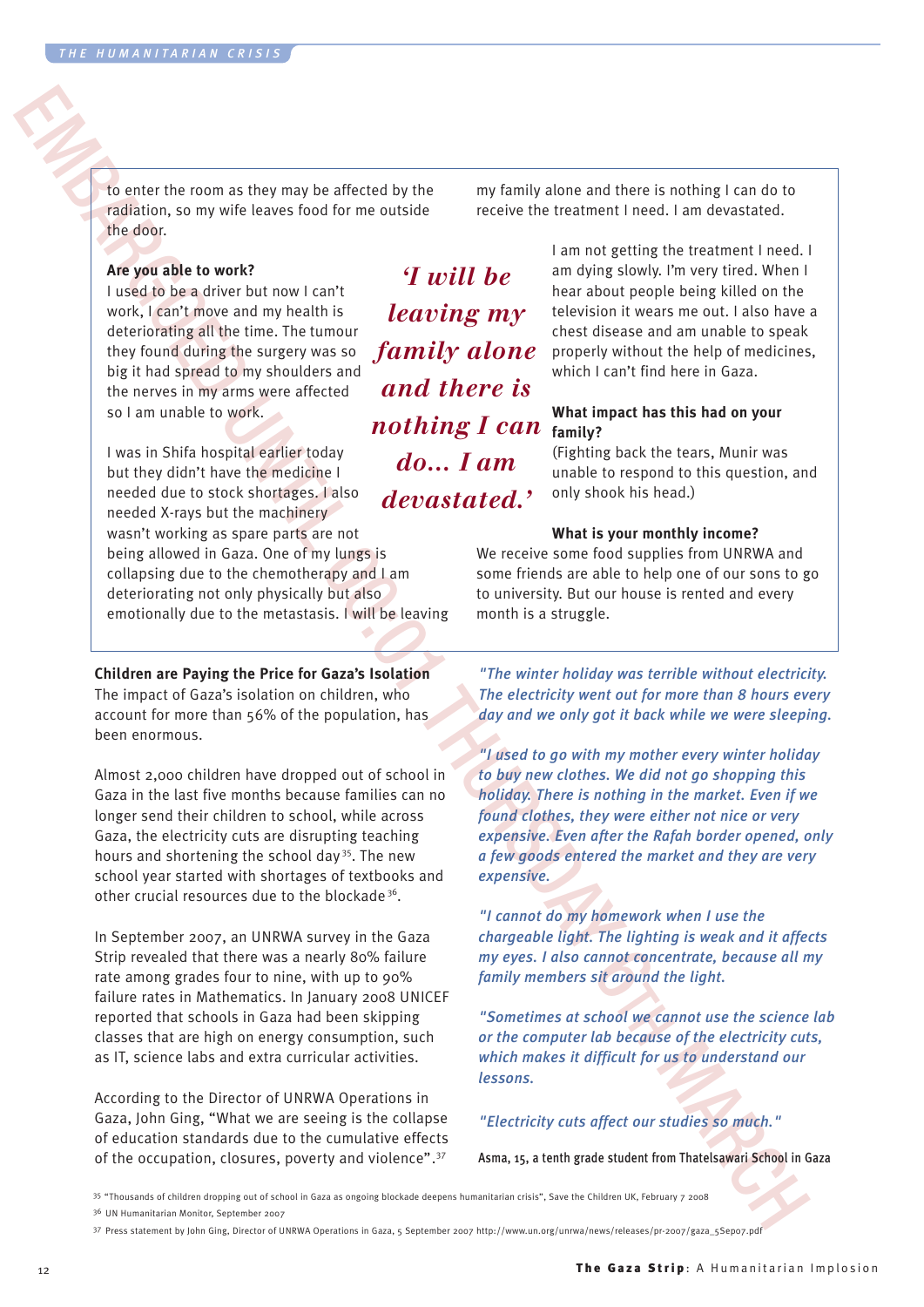to enter the room as they may be affected by the radiation, so my wife leaves food for me outside the door.

**Are you able to work?**
I used to be a driver but now I can't work, I can't move and my health is deteriorating all the time. The tumour they found during the surgery was so big it had spread to my shoulders and the nerves in my arms were affected so I am unable to work.

I was in Shifa hospital earlier today but they didn't have the medicine I needed due to stock shortages. I also needed X-rays but the machinery wasn't working as spare parts are not being allowed in Gaza. One of my lungs is collapsing due to the chemotherapy and I am deteriorating not only physically but also emotionally due to the metastasis. I will be leaving my family alone and there is nothing I can do to receive the treatment I need. I am devastated.

*'I will be leaving my family alone and there is nothing I can do... I am devastated.'*

I am not getting the treatment I need. I am dying slowly. I'm very tired. When I hear about people being killed on the television it wears me out. I also have a chest disease and am unable to speak properly without the help of medicines, which I can't find here in Gaza.

**What impact has this had on your family?**
(Fighting back the tears, Munir was unable to respond to this question, and only shook his head.)

**What is your monthly income?**
We receive some food supplies from UNRWA and some friends are able to help one of our sons to go to university. But our house is rented and every month is a struggle.

**Children are Paying the Price for Gaza's Isolation**
The impact of Gaza's isolation on children, who account for more than 56% of the population, has been enormous.

Almost 2,000 children have dropped out of school in Gaza in the last five months because families can no longer send their children to school, while across Gaza, the electricity cuts are disrupting teaching hours and shortening the school day[35]. The new school year started with shortages of textbooks and other crucial resources due to the blockade[36].

In September 2007, an UNRWA survey in the Gaza Strip revealed that there was a nearly 80% failure rate among grades four to nine, with up to 90% failure rates in Mathematics. In January 2008 UNICEF reported that schools in Gaza had been skipping classes that are high on energy consumption, such as IT, science labs and extra curricular activities.

According to the Director of UNRWA Operations in Gaza, John Ging, "What we are seeing is the collapse of education standards due to the cumulative effects of the occupation, closures, poverty and violence".[37]

*"The winter holiday was terrible without electricity. The electricity went out for more than 8 hours every day and we only got it back while we were sleeping.*

*"I used to go with my mother every winter holiday to buy new clothes. We did not go shopping this holiday. There is nothing in the market. Even if we found clothes, they were either not nice or very expensive. Even after the Rafah border opened, only a few goods entered the market and they are very expensive.*

*"I cannot do my homework when I use the chargeable light. The lighting is weak and it affects my eyes. I also cannot concentrate, because all my family members sit around the light.*

*"Sometimes at school we cannot use the science lab or the computer lab because of the electricity cuts, which makes it difficult for us to understand our lessons.*

*"Electricity cuts affect our studies so much."*

Asma, 15, a tenth grade student from Thatelsawari School in Gaza

[35] "Thousands of children dropping out of school in Gaza as ongoing blockade deepens humanitarian crisis", Save the Children UK, February 7 2008

[36] UN Humanitarian Monitor, September 2007

[37] Press statement by John Ging, Director of UNRWA Operations in Gaza, 5 September 2007 http://www.un.org/unrwa/news/releases/pr-2007/gaza_5Sep07.pdf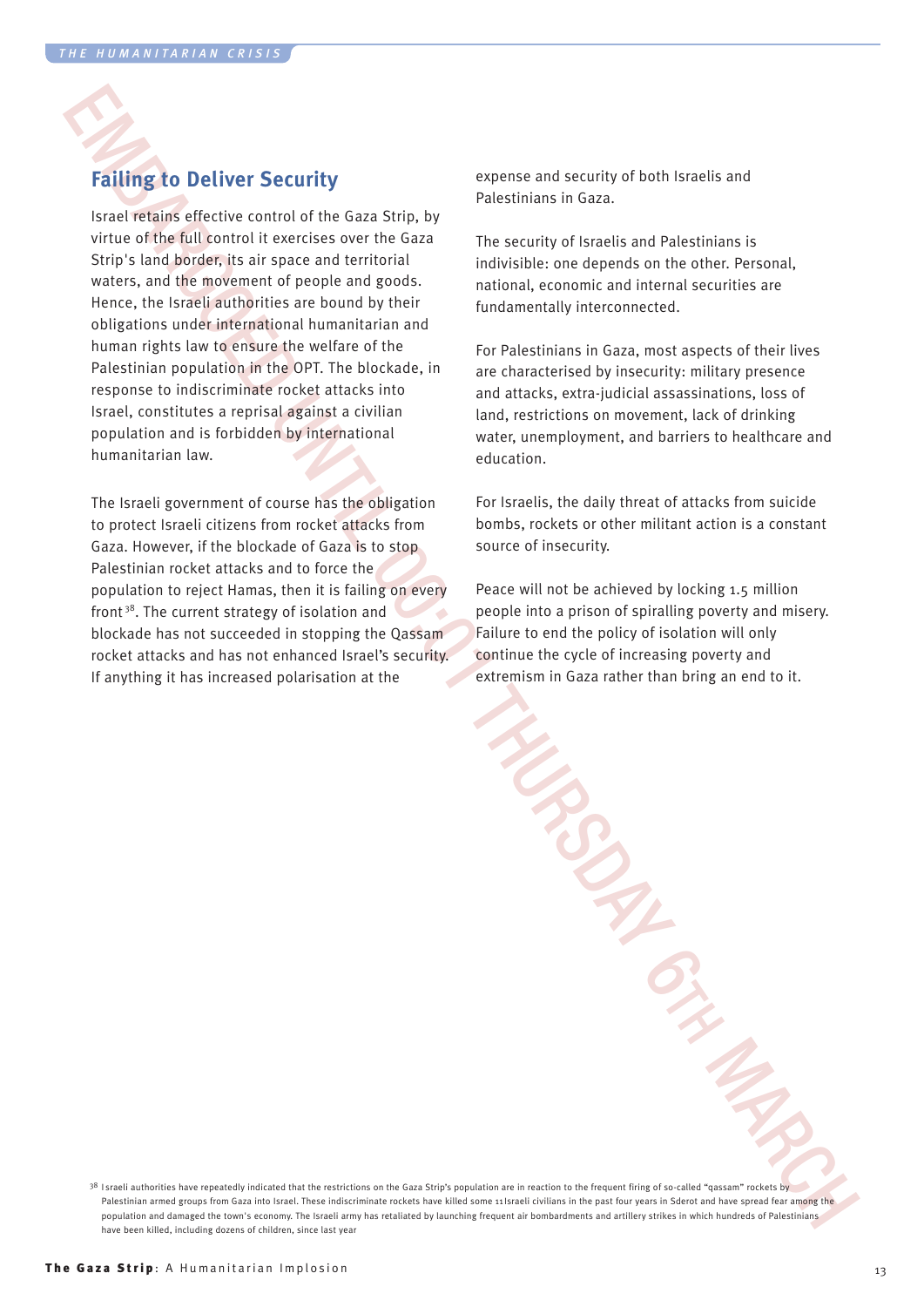## Failing to Deliver Security

Israel retains effective control of the Gaza Strip, by virtue of the full control it exercises over the Gaza Strip's land border, its air space and territorial waters, and the movement of people and goods. Hence, the Israeli authorities are bound by their obligations under international humanitarian and human rights law to ensure the welfare of the Palestinian population in the OPT. The blockade, in response to indiscriminate rocket attacks into Israel, constitutes a reprisal against a civilian population and is forbidden by international humanitarian law.

The Israeli government of course has the obligation to protect Israeli citizens from rocket attacks from Gaza. However, if the blockade of Gaza is to stop Palestinian rocket attacks and to force the population to reject Hamas, then it is failing on every front[38]. The current strategy of isolation and blockade has not succeeded in stopping the Qassam rocket attacks and has not enhanced Israel's security. If anything it has increased polarisation at the expense and security of both Israelis and Palestinians in Gaza.

The security of Israelis and Palestinians is indivisible: one depends on the other. Personal, national, economic and internal securities are fundamentally interconnected.

For Palestinians in Gaza, most aspects of their lives are characterised by insecurity: military presence and attacks, extra-judicial assassinations, loss of land, restrictions on movement, lack of drinking water, unemployment, and barriers to healthcare and education.

For Israelis, the daily threat of attacks from suicide bombs, rockets or other militant action is a constant source of insecurity.

Peace will not be achieved by locking 1.5 million people into a prison of spiralling poverty and misery. Failure to end the policy of isolation will only continue the cycle of increasing poverty and extremism in Gaza rather than bring an end to it.

[38] Israeli authorities have repeatedly indicated that the restrictions on the Gaza Strip's population are in reaction to the frequent firing of so-called "qassam" rockets by Palestinian armed groups from Gaza into Israel. These indiscriminate rockets have killed some 11 Israeli civilians in the past four years in Sderot and have spread fear among the population and damaged the town's economy. The Israeli army has retaliated by launching frequent air bombardments and artillery strikes in which hundreds of Palestinians have been killed, including dozens of children, since last year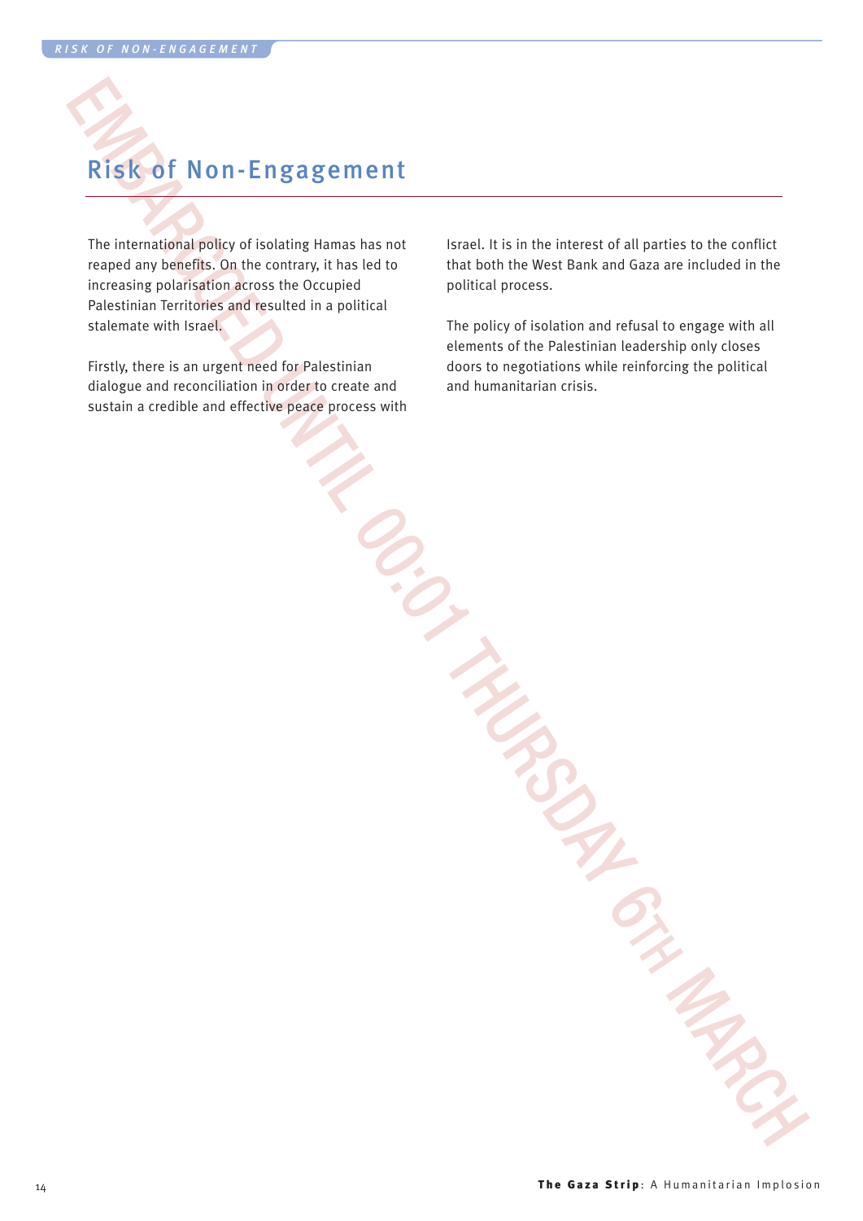# Risk of Non-Engagement

The international policy of isolating Hamas has not reaped any benefits. On the contrary, it has led to increasing polarisation across the Occupied Palestinian Territories and resulted in a political stalemate with Israel.

Firstly, there is an urgent need for Palestinian dialogue and reconciliation in order to create and sustain a credible and effective peace process with Israel. It is in the interest of all parties to the conflict that both the West Bank and Gaza are included in the political process.

The policy of isolation and refusal to engage with all elements of the Palestinian leadership only closes doors to negotiations while reinforcing the political and humanitarian crisis.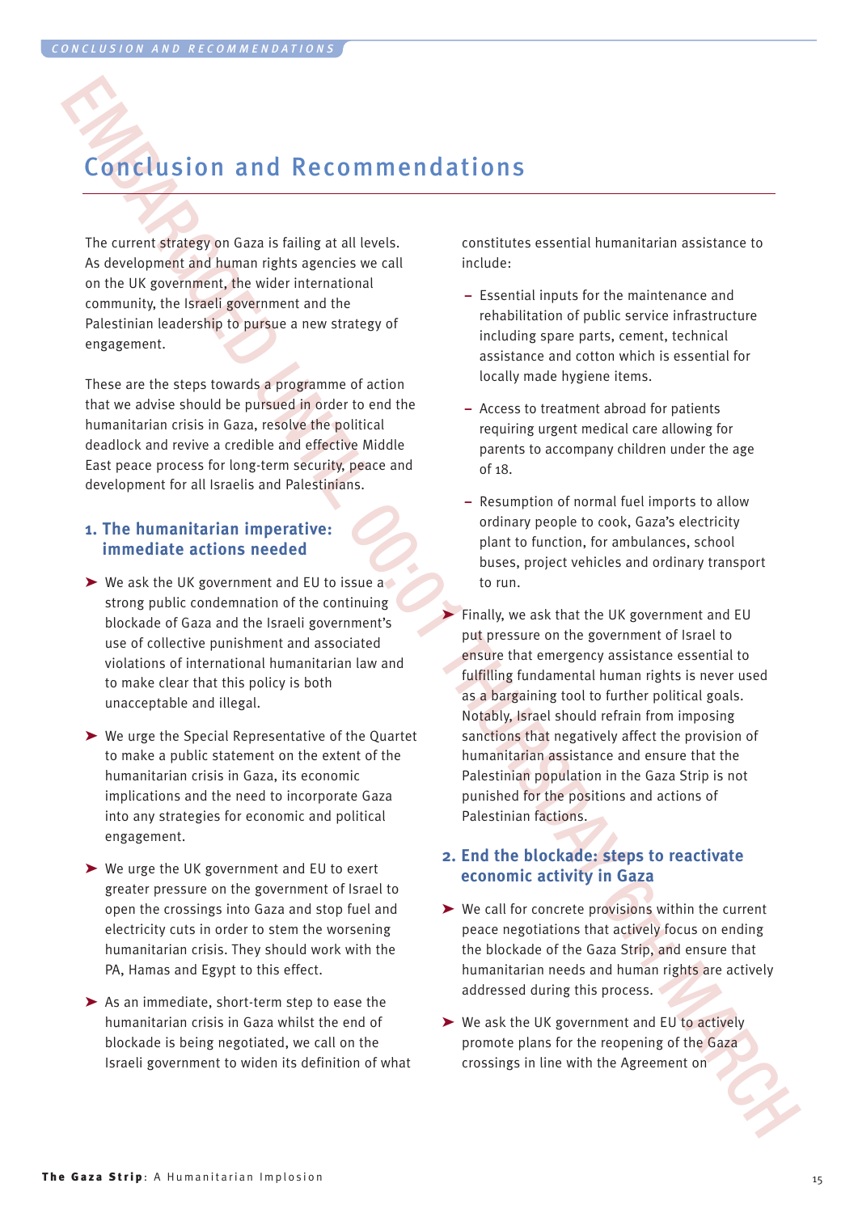# Conclusion and Recommendations

The current strategy on Gaza is failing at all levels. As development and human rights agencies we call on the UK government, the wider international community, the Israeli government and the Palestinian leadership to pursue a new strategy of engagement.

These are the steps towards a programme of action that we advise should be pursued in order to end the humanitarian crisis in Gaza, resolve the political deadlock and revive a credible and effective Middle East peace process for long-term security, peace and development for all Israelis and Palestinians.

## 1. The humanitarian imperative: immediate actions needed

- We ask the UK government and EU to issue a strong public condemnation of the continuing blockade of Gaza and the Israeli government's use of collective punishment and associated violations of international humanitarian law and to make clear that this policy is both unacceptable and illegal.
- We urge the Special Representative of the Quartet to make a public statement on the extent of the humanitarian crisis in Gaza, its economic implications and the need to incorporate Gaza into any strategies for economic and political engagement.
- We urge the UK government and EU to exert greater pressure on the government of Israel to open the crossings into Gaza and stop fuel and electricity cuts in order to stem the worsening humanitarian crisis. They should work with the PA, Hamas and Egypt to this effect.
- As an immediate, short-term step to ease the humanitarian crisis in Gaza whilst the end of blockade is being negotiated, we call on the Israeli government to widen its definition of what constitutes essential humanitarian assistance to include:
  - Essential inputs for the maintenance and rehabilitation of public service infrastructure including spare parts, cement, technical assistance and cotton which is essential for locally made hygiene items.
  - Access to treatment abroad for patients requiring urgent medical care allowing for parents to accompany children under the age of 18.
  - Resumption of normal fuel imports to allow ordinary people to cook, Gaza's electricity plant to function, for ambulances, school buses, project vehicles and ordinary transport to run.
- Finally, we ask that the UK government and EU put pressure on the government of Israel to ensure that emergency assistance essential to fulfilling fundamental human rights is never used as a bargaining tool to further political goals. Notably, Israel should refrain from imposing sanctions that negatively affect the provision of humanitarian assistance and ensure that the Palestinian population in the Gaza Strip is not punished for the positions and actions of Palestinian factions.

## 2. End the blockade: steps to reactivate economic activity in Gaza

- We call for concrete provisions within the current peace negotiations that actively focus on ending the blockade of the Gaza Strip, and ensure that humanitarian needs and human rights are actively addressed during this process.
- We ask the UK government and EU to actively promote plans for the reopening of the Gaza crossings in line with the Agreement on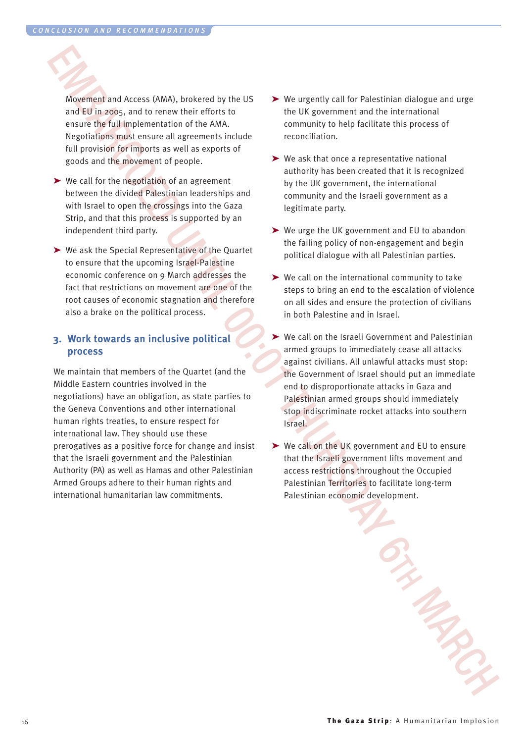Movement and Access (AMA), brokered by the US and EU in 2005, and to renew their efforts to ensure the full implementation of the AMA. Negotiations must ensure all agreements include full provision for imports as well as exports of goods and the movement of people.

- We call for the negotiation of an agreement between the divided Palestinian leaderships and with Israel to open the crossings into the Gaza Strip, and that this process is supported by an independent third party.
- We ask the Special Representative of the Quartet to ensure that the upcoming Israel-Palestine economic conference on 9 March addresses the fact that restrictions on movement are one of the root causes of economic stagnation and therefore also a brake on the political process.

### 3. Work towards an inclusive political process

We maintain that members of the Quartet (and the Middle Eastern countries involved in the negotiations) have an obligation, as state parties to the Geneva Conventions and other international human rights treaties, to ensure respect for international law. They should use these prerogatives as a positive force for change and insist that the Israeli government and the Palestinian Authority (PA) as well as Hamas and other Palestinian Armed Groups adhere to their human rights and international humanitarian law commitments.

- We urgently call for Palestinian dialogue and urge the UK government and the international community to help facilitate this process of reconciliation.
- We ask that once a representative national authority has been created that it is recognized by the UK government, the international community and the Israeli government as a legitimate party.
- We urge the UK government and EU to abandon the failing policy of non-engagement and begin political dialogue with all Palestinian parties.
- We call on the international community to take steps to bring an end to the escalation of violence on all sides and ensure the protection of civilians in both Palestine and in Israel.
- We call on the Israeli Government and Palestinian armed groups to immediately cease all attacks against civilians. All unlawful attacks must stop: the Government of Israel should put an immediate end to disproportionate attacks in Gaza and Palestinian armed groups should immediately stop indiscriminate rocket attacks into southern Israel.
- We call on the UK government and EU to ensure that the Israeli government lifts movement and access restrictions throughout the Occupied Palestinian Territories to facilitate long-term Palestinian economic development.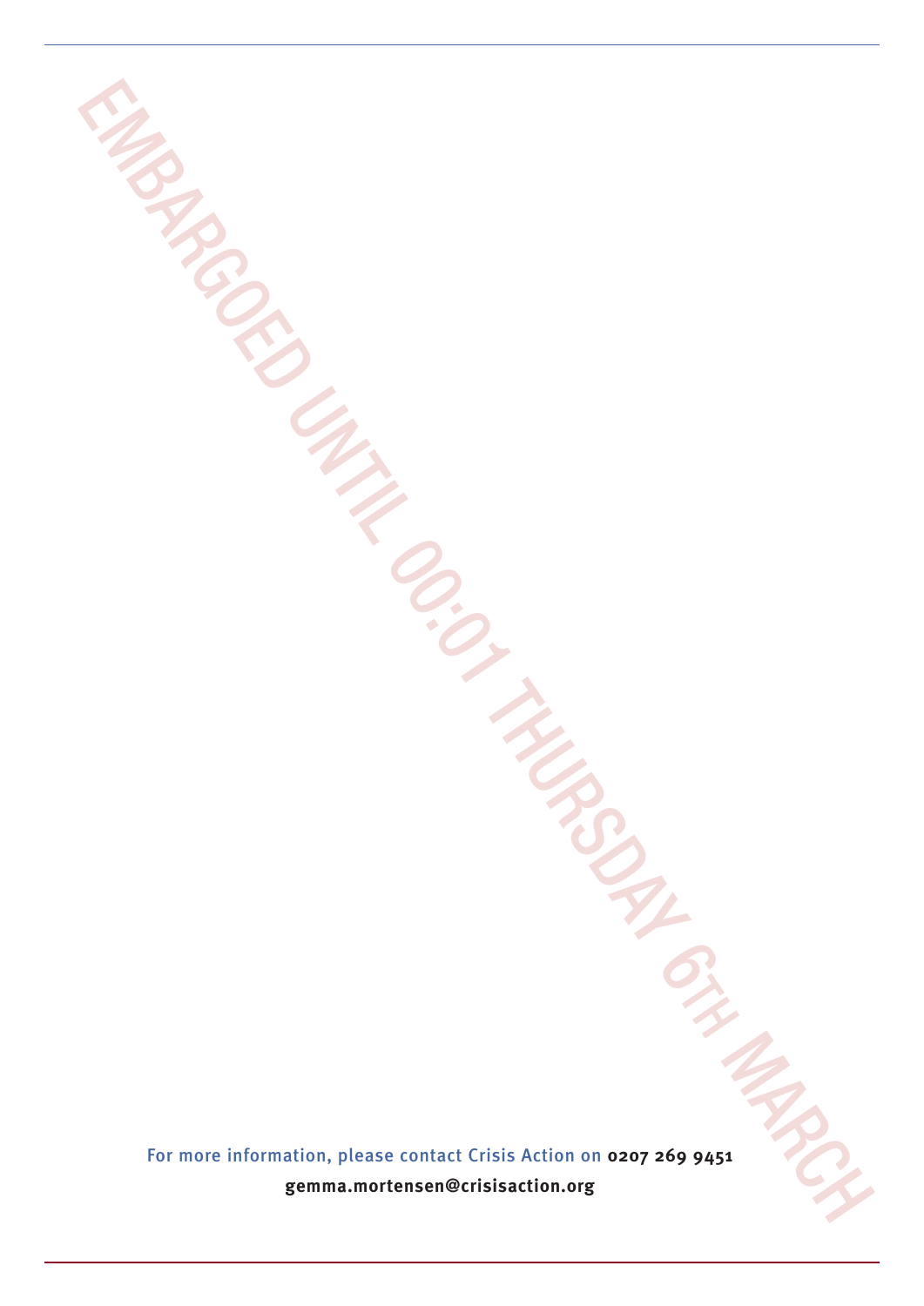EMBARGOED UNTIL 00:01 THURSDAY 6TH MARCH

For more information, please contact Crisis Action on **0207 269 9451**

**gemma.mortensen@crisisaction.org**